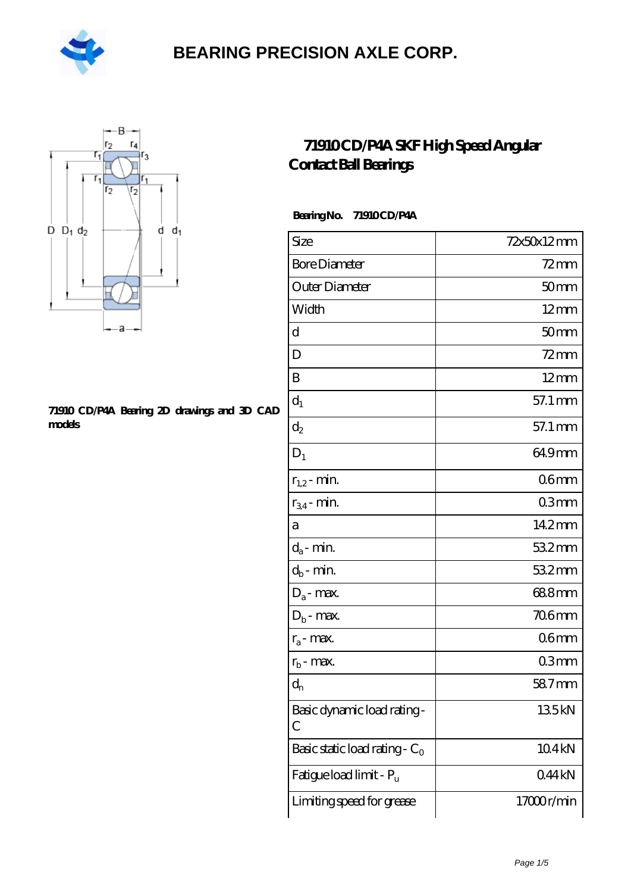# BEARING PRECISION AXLE CORP.

## 71910 CD/P4A SKF High Speed Angular Contact Ball Bearings

**71910 CD/P4A Bearing 2D drawings and 3D CAD models**

**Bearing No. 71910 CD/P4A**

| Size | 72x50x12 mm |
|---|---|
| Bore Diameter | 72 mm |
| Outer Diameter | 50 mm |
| Width | 12 mm |
| d | 50 mm |
| D | 72 mm |
| B | 12 mm |
| $d_1$ | 57.1 mm |
| $d_2$ | 57.1 mm |
| $D_1$ | 64.9 mm |
| $r_{1,2}$ - min. | 0.6 mm |
| $r_{3,4}$ - min. | 0.3 mm |
| a | 14.2 mm |
| $d_a$ - min. | 53.2 mm |
| $d_b$ - min. | 53.2 mm |
| $D_a$ - max. | 68.8 mm |
| $D_b$ - max. | 70.6 mm |
| $r_a$ - max. | 0.6 mm |
| $r_b$ - max. | 0.3 mm |
| $d_n$ | 58.7 mm |
| Basic dynamic load rating - C | 13.5 kN |
| Basic static load rating - $C_0$ | 10.4 kN |
| Fatigue load limit - $P_u$ | 0.44 kN |
| Limiting speed for grease | 17000 r/min |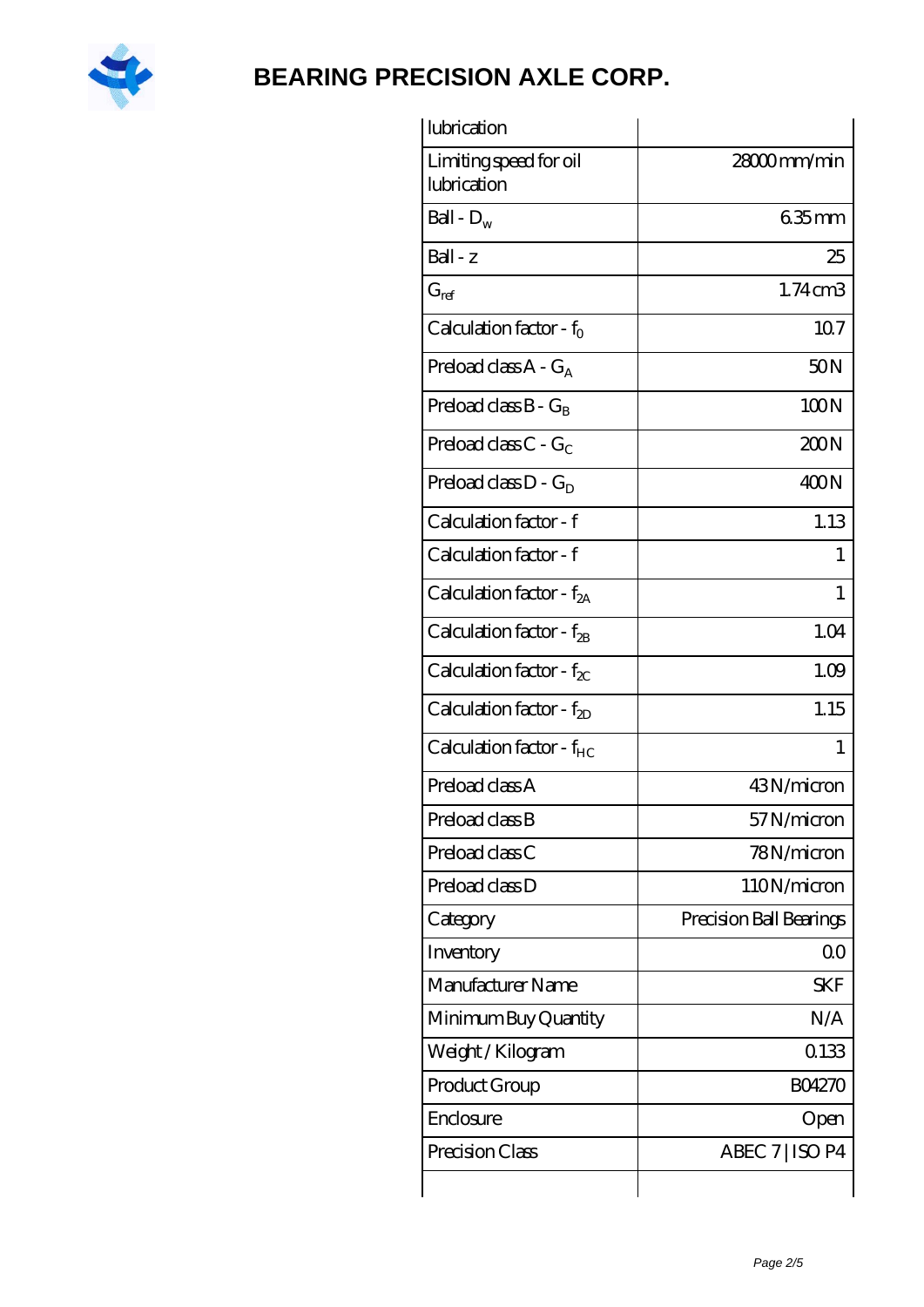| | |
|---|---|
| lubrication | |
| Limiting speed for oil lubrication | 28000 mm/min |
| Ball - $D_w$ | 6.35 mm |
| Ball - z | 25 |
| $G_{ref}$ | 1.74 cm3 |
| Calculation factor - $f_0$ | 10.7 |
| Preload class A - $G_A$ | 50 N |
| Preload class B - $G_B$ | 100 N |
| Preload class C - $G_C$ | 200 N |
| Preload class D - $G_D$ | 400 N |
| Calculation factor - f | 1.13 |
| Calculation factor - f | 1 |
| Calculation factor - $f_{2A}$ | 1 |
| Calculation factor - $f_{2B}$ | 1.04 |
| Calculation factor - $f_{2C}$ | 1.09 |
| Calculation factor - $f_{2D}$ | 1.15 |
| Calculation factor - $f_{HC}$ | 1 |
| Preload class A | 43 N/micron |
| Preload class B | 57 N/micron |
| Preload class C | 78 N/micron |
| Preload class D | 110 N/micron |
| Category | Precision Ball Bearings |
| Inventory | 0.0 |
| Manufacturer Name | SKF |
| Minimum Buy Quantity | N/A |
| Weight / Kilogram | 0.133 |
| Product Group | B04270 |
| Enclosure | Open |
| Precision Class | ABEC 7 \| ISO P4 |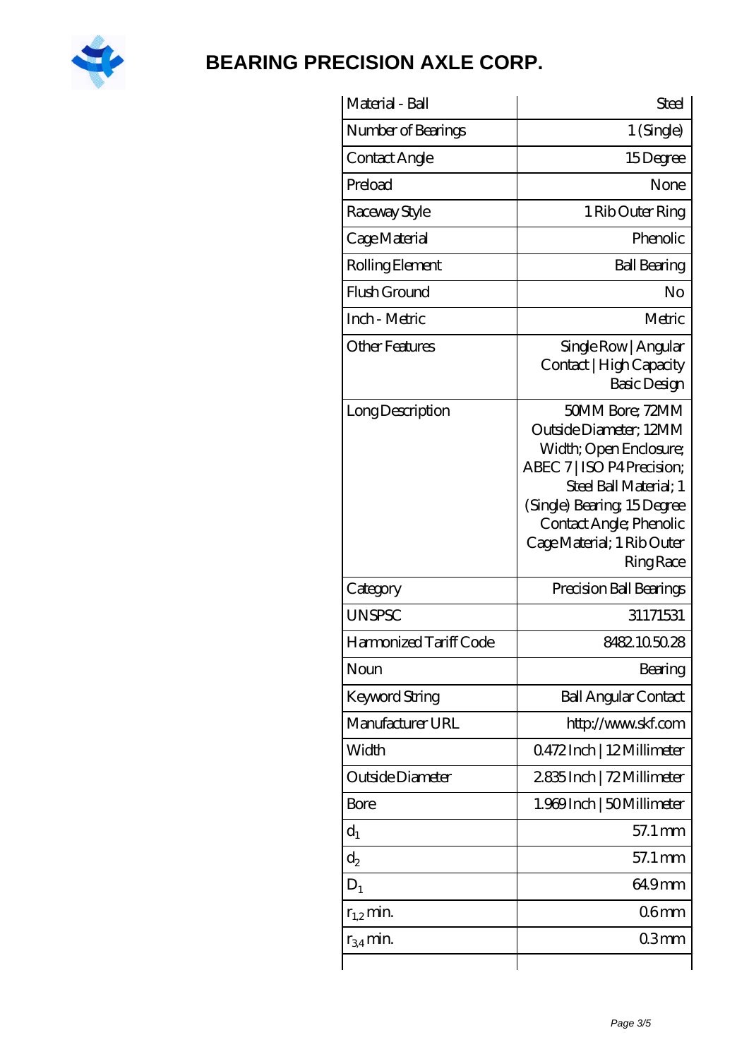| Material - Ball | Steel |
|---|---|
| Number of Bearings | 1 (Single) |
| Contact Angle | 15 Degree |
| Preload | None |
| Raceway Style | 1 Rib Outer Ring |
| Cage Material | Phenolic |
| Rolling Element | Ball Bearing |
| Flush Ground | No |
| Inch - Metric | Metric |
| Other Features | Single Row \| Angular Contact \| High Capacity Basic Design |
| Long Description | 50MM Bore; 72MM Outside Diameter; 12MM Width; Open Enclosure; ABEC 7 \| ISO P4 Precision; Steel Ball Material; 1 (Single) Bearing; 15 Degree Contact Angle; Phenolic Cage Material; 1 Rib Outer Ring Race |
| Category | Precision Ball Bearings |
| UNSPSC | 31171531 |
| Harmonized Tariff Code | 8482.10.50.28 |
| Noun | Bearing |
| Keyword String | Ball Angular Contact |
| Manufacturer URL | http://www.skf.com |
| Width | 0.472 Inch \| 12 Millimeter |
| Outside Diameter | 2.835 Inch \| 72 Millimeter |
| Bore | 1.969 Inch \| 50 Millimeter |
| $d_1$ | 57.1 mm |
| $d_2$ | 57.1 mm |
| $D_1$ | 64.9 mm |
| $r_{1,2}$ min. | 0.6 mm |
| $r_{3,4}$ min. | 0.3 mm |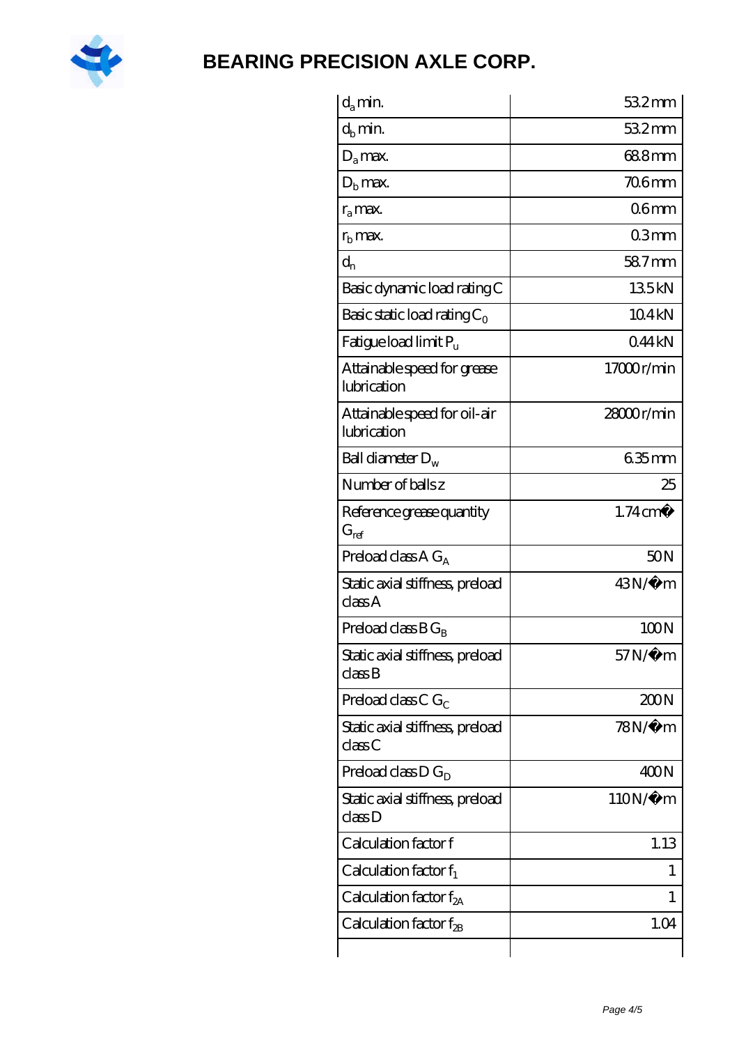# BEARING PRECISION AXLE CORP.

| | |
|---|---|
| $d_a$ min. | 53.2 mm |
| $d_b$ min. | 53.2 mm |
| $D_a$ max. | 68.8 mm |
| $D_b$ max. | 70.6 mm |
| $r_a$ max. | 0.6 mm |
| $r_b$ max. | 0.3 mm |
| $d_n$ | 58.7 mm |
| Basic dynamic load rating C | 13.5 kN |
| Basic static load rating $C_0$ | 10.4 kN |
| Fatigue load limit $P_u$ | 0.44 kN |
| Attainable speed for grease lubrication | 17000 r/min |
| Attainable speed for oil-air lubrication | 28000 r/min |
| Ball diameter $D_w$ | 6.35 mm |
| Number of balls z | 25 |
| Reference grease quantity $G_{ref}$ | 1.74 cm� |
| Preload class A $G_A$ | 50 N |
| Static axial stiffness, preload class A | 43 N/�m |
| Preload class B $G_B$ | 100 N |
| Static axial stiffness, preload class B | 57 N/�m |
| Preload class C $G_C$ | 200 N |
| Static axial stiffness, preload class C | 78 N/�m |
| Preload class D $G_D$ | 400 N |
| Static axial stiffness, preload class D | 110 N/�m |
| Calculation factor f | 1.13 |
| Calculation factor $f_1$ | 1 |
| Calculation factor $f_{2A}$ | 1 |
| Calculation factor $f_{2B}$ | 1.04 |
| | |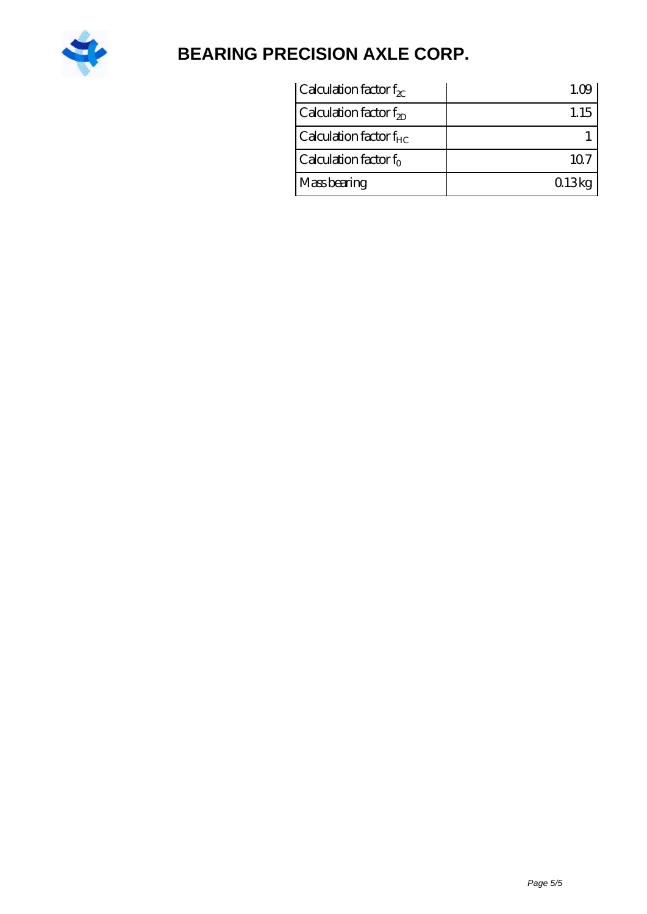| | |
|---|---|
| Calculation factor $f_{2C}$ | 1.09 |
| Calculation factor $f_{2D}$ | 1.15 |
| Calculation factor $f_{HC}$ | 1 |
| Calculation factor $f_0$ | 10.7 |
| Mass bearing | 0.13 kg |